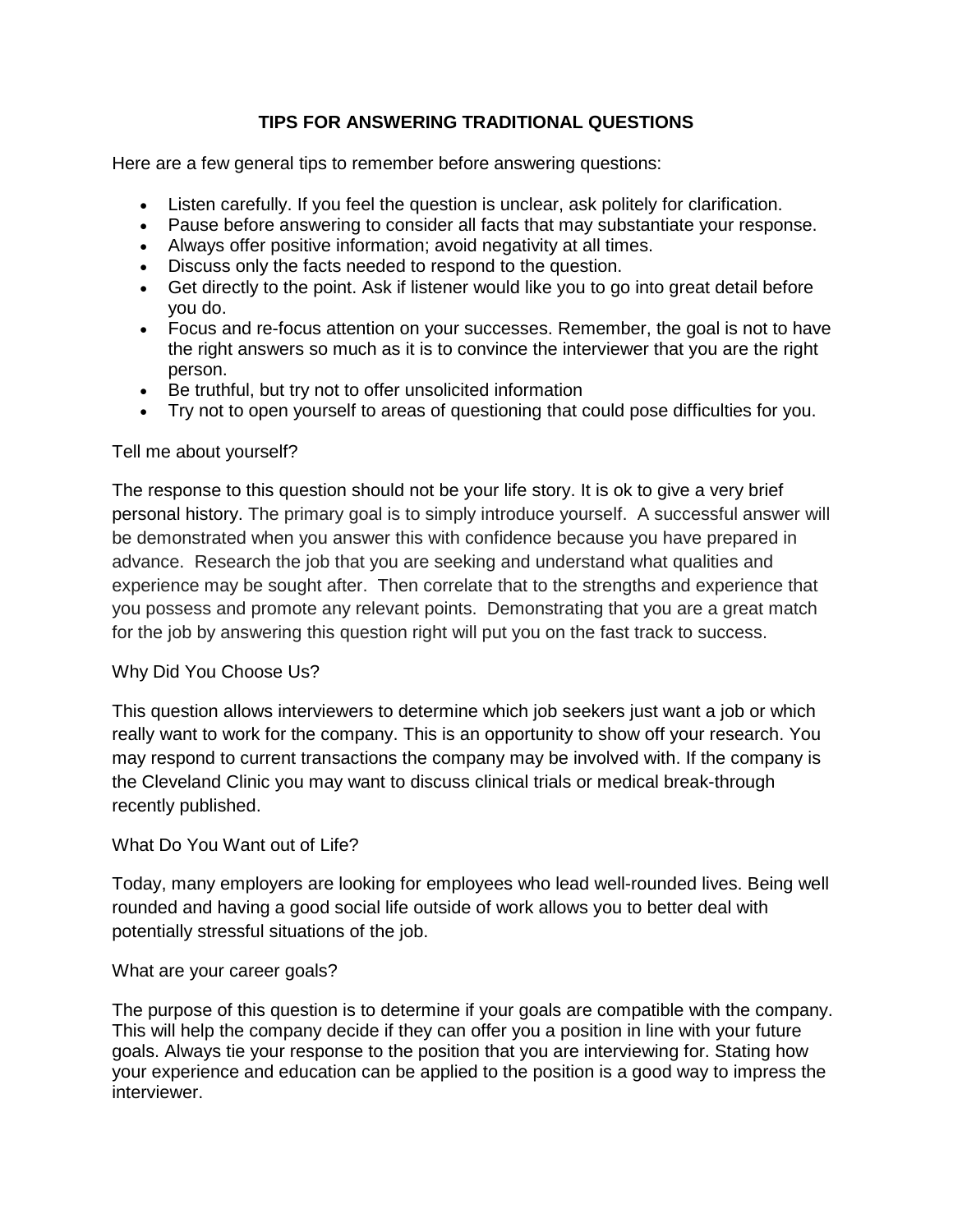# TIPS FOR ANSWERING TRADITIONAL QUESTIONS

Here are a few general tips to remember before answering questions:

- Listen carefully. If you feel the question is unclear, ask politely for clarification.
- Pause before answering to consider all facts that may substantiate your response.
- Always offer positive information; avoid negativity at all times.
- Discuss only the facts needed to respond to the question.
- Get directly to the point. Ask if listener would like you to go into great detail before you do.
- Focus and re-focus attention on your successes. Remember, the goal is not to have the right answers so much as it is to convince the interviewer that you are the right person.
- Be truthful, but try not to offer unsolicited information
- Try not to open yourself to areas of questioning that could pose difficulties for you.

Tell me about yourself?

The response to this question should not be your life story. It is ok to give a very brief personal history. The primary goal is to simply introduce yourself. A successful answer will be demonstrated when you answer this with confidence because you have prepared in advance. Research the job that you are seeking and understand what qualities and experience may be sought after. Then correlate that to the strengths and experience that you possess and promote any relevant points. Demonstrating that you are a great match for the job by answering this question right will put you on the fast track to success.

Why Did You Choose Us?

This question allows interviewers to determine which job seekers just want a job or which really want to work for the company. This is an opportunity to show off your research. You may respond to current transactions the company may be involved with. If the company is the Cleveland Clinic you may want to discuss clinical trials or medical break-through recently published.

What Do You Want out of Life?

Today, many employers are looking for employees who lead well-rounded lives. Being well rounded and having a good social life outside of work allows you to better deal with potentially stressful situations of the job.

What are your career goals?

The purpose of this question is to determine if your goals are compatible with the company. This will help the company decide if they can offer you a position in line with your future goals. Always tie your response to the position that you are interviewing for. Stating how your experience and education can be applied to the position is a good way to impress the interviewer.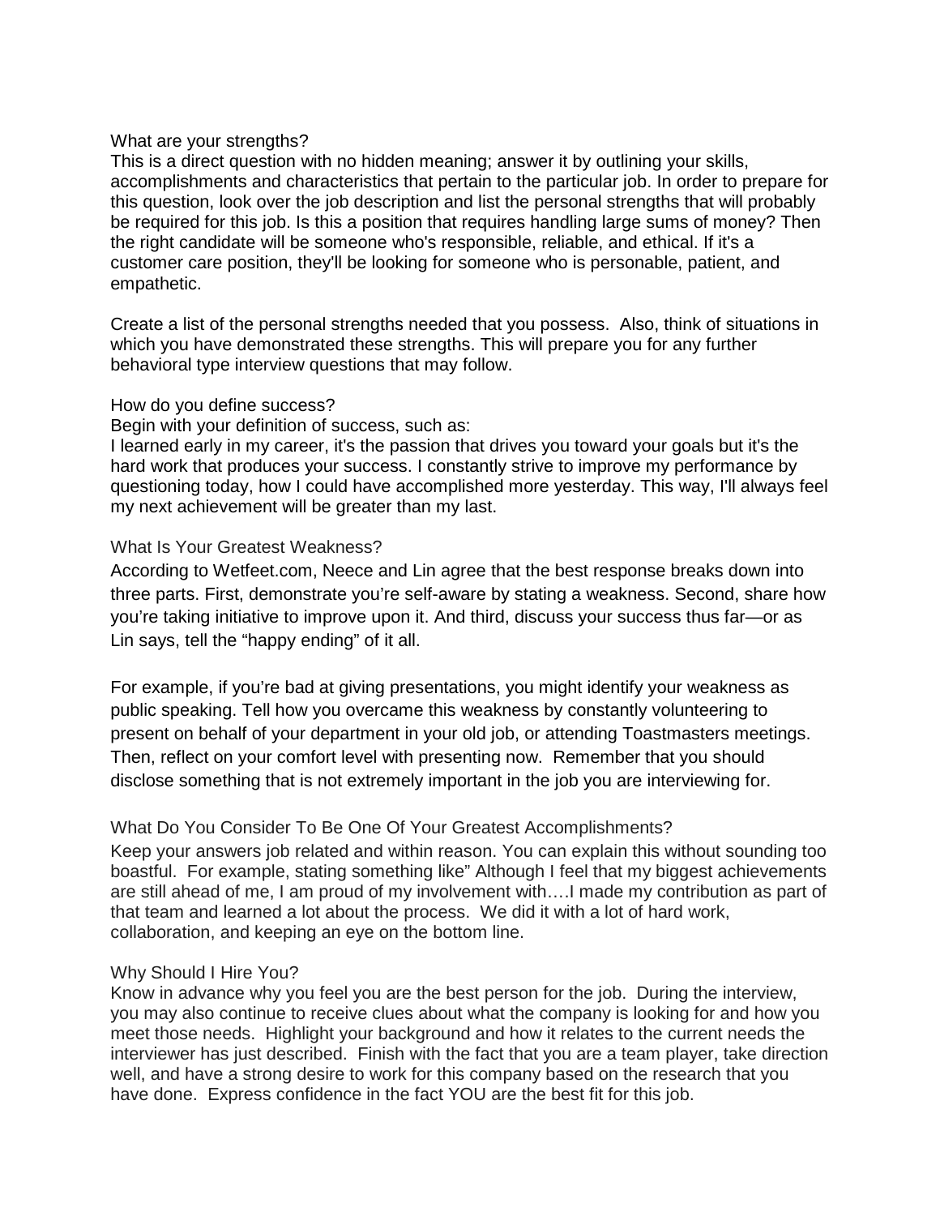## What are your strengths?

This is a direct question with no hidden meaning; answer it by outlining your skills, accomplishments and characteristics that pertain to the particular job. In order to prepare for this question, look over the job description and list the personal strengths that will probably be required for this job. Is this a position that requires handling large sums of money? Then the right candidate will be someone who's responsible, reliable, and ethical. If it's a customer care position, they'll be looking for someone who is personable, patient, and empathetic.

Create a list of the personal strengths needed that you possess. Also, think of situations in which you have demonstrated these strengths. This will prepare you for any further behavioral type interview questions that may follow.

## How do you define success?

Begin with your definition of success, such as:

I learned early in my career, it's the passion that drives you toward your goals but it's the hard work that produces your success. I constantly strive to improve my performance by questioning today, how I could have accomplished more yesterday. This way, I'll always feel my next achievement will be greater than my last.

## What Is Your Greatest Weakness?

According to Wetfeet.com, Neece and Lin agree that the best response breaks down into three parts. First, demonstrate you're self-aware by stating a weakness. Second, share how you're taking initiative to improve upon it. And third, discuss your success thus far—or as Lin says, tell the "happy ending" of it all.

For example, if you're bad at giving presentations, you might identify your weakness as public speaking. Tell how you overcame this weakness by constantly volunteering to present on behalf of your department in your old job, or attending Toastmasters meetings. Then, reflect on your comfort level with presenting now. Remember that you should disclose something that is not extremely important in the job you are interviewing for.

## What Do You Consider To Be One Of Your Greatest Accomplishments?

Keep your answers job related and within reason. You can explain this without sounding too boastful. For example, stating something like" Although I feel that my biggest achievements are still ahead of me, I am proud of my involvement with….I made my contribution as part of that team and learned a lot about the process. We did it with a lot of hard work, collaboration, and keeping an eye on the bottom line.

## Why Should I Hire You?

Know in advance why you feel you are the best person for the job. During the interview, you may also continue to receive clues about what the company is looking for and how you meet those needs. Highlight your background and how it relates to the current needs the interviewer has just described. Finish with the fact that you are a team player, take direction well, and have a strong desire to work for this company based on the research that you have done. Express confidence in the fact YOU are the best fit for this job.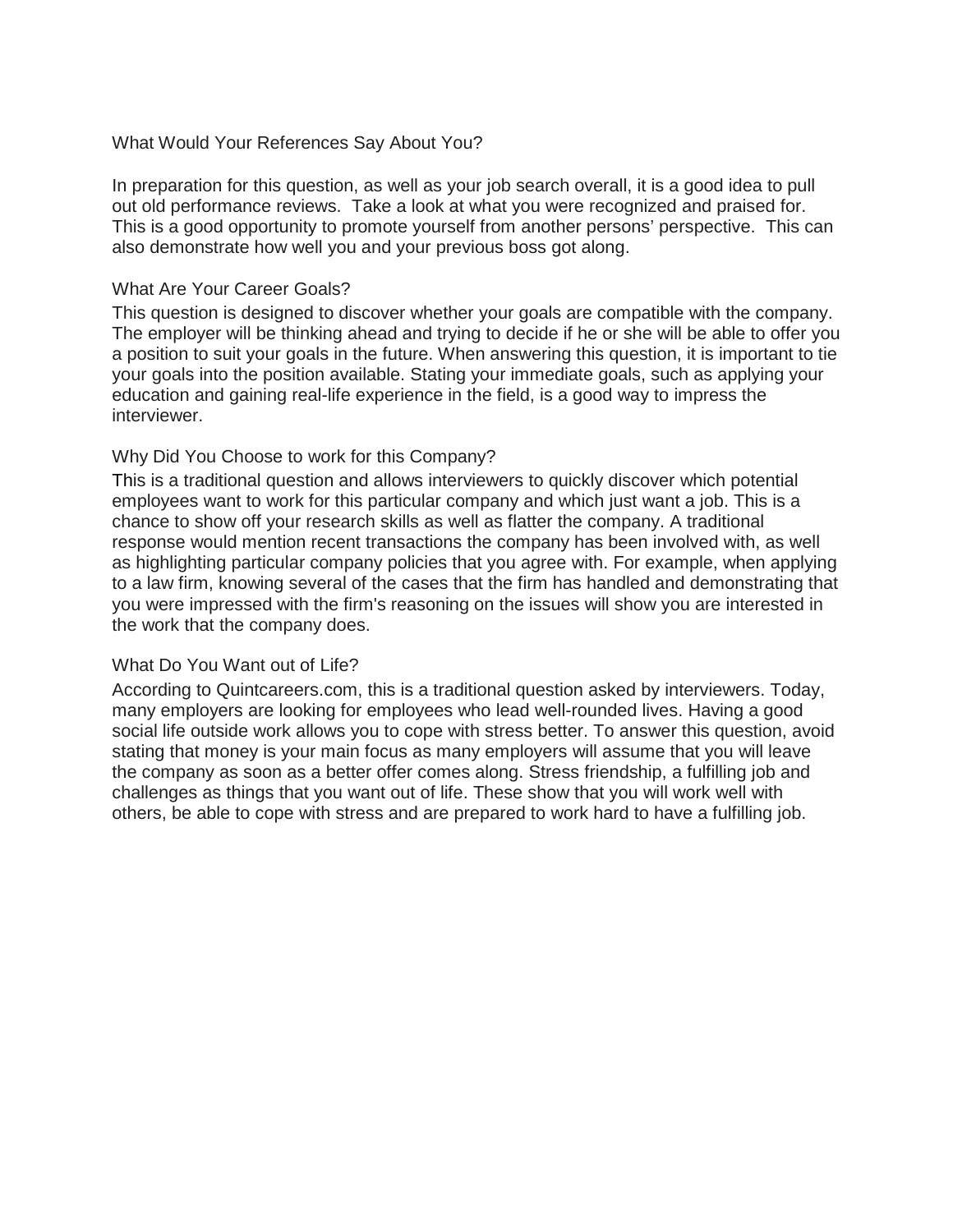## What Would Your References Say About You?

In preparation for this question, as well as your job search overall, it is a good idea to pull out old performance reviews. Take a look at what you were recognized and praised for. This is a good opportunity to promote yourself from another persons' perspective. This can also demonstrate how well you and your previous boss got along.

## What Are Your Career Goals?

This question is designed to discover whether your goals are compatible with the company. The employer will be thinking ahead and trying to decide if he or she will be able to offer you a position to suit your goals in the future. When answering this question, it is important to tie your goals into the position available. Stating your immediate goals, such as applying your education and gaining real-life experience in the field, is a good way to impress the interviewer.

## Why Did You Choose to work for this Company?

This is a traditional question and allows interviewers to quickly discover which potential employees want to work for this particular company and which just want a job. This is a chance to show off your research skills as well as flatter the company. A traditional response would mention recent transactions the company has been involved with, as well as highlighting particular company policies that you agree with. For example, when applying to a law firm, knowing several of the cases that the firm has handled and demonstrating that you were impressed with the firm's reasoning on the issues will show you are interested in the work that the company does.

## What Do You Want out of Life?

According to Quintcareers.com, this is a traditional question asked by interviewers. Today, many employers are looking for employees who lead well-rounded lives. Having a good social life outside work allows you to cope with stress better. To answer this question, avoid stating that money is your main focus as many employers will assume that you will leave the company as soon as a better offer comes along. Stress friendship, a fulfilling job and challenges as things that you want out of life. These show that you will work well with others, be able to cope with stress and are prepared to work hard to have a fulfilling job.